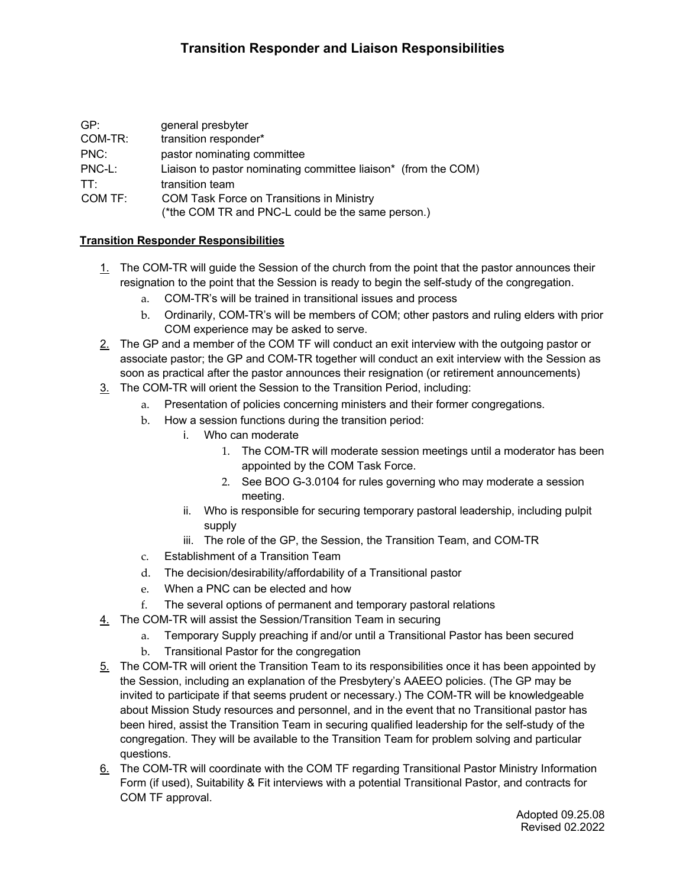# Transition Responder and Liaison Responsibilities

| | |
|---|---|
| GP: | general presbyter |
| COM-TR: | transition responder* |
| PNC: | pastor nominating committee |
| PNC-L: | Liaison to pastor nominating committee liaison* (from the COM) |
| TT: | transition team |
| COM TF: | COM Task Force on Transitions in Ministry<br>(*the COM TR and PNC-L could be the same person.) |

**Transition Responder Responsibilities**

1. The COM-TR will guide the Session of the church from the point that the pastor announces their resignation to the point that the Session is ready to begin the self-study of the congregation.
   a. COM-TR's will be trained in transitional issues and process
   b. Ordinarily, COM-TR's will be members of COM; other pastors and ruling elders with prior COM experience may be asked to serve.
2. The GP and a member of the COM TF will conduct an exit interview with the outgoing pastor or associate pastor; the GP and COM-TR together will conduct an exit interview with the Session as soon as practical after the pastor announces their resignation (or retirement announcements)
3. The COM-TR will orient the Session to the Transition Period, including:
   a. Presentation of policies concerning ministers and their former congregations.
   b. How a session functions during the transition period:
      i. Who can moderate
         1. The COM-TR will moderate session meetings until a moderator has been appointed by the COM Task Force.
         2. See BOO G-3.0104 for rules governing who may moderate a session meeting.
      ii. Who is responsible for securing temporary pastoral leadership, including pulpit supply
      iii. The role of the GP, the Session, the Transition Team, and COM-TR
   c. Establishment of a Transition Team
   d. The decision/desirability/affordability of a Transitional pastor
   e. When a PNC can be elected and how
   f. The several options of permanent and temporary pastoral relations
4. The COM-TR will assist the Session/Transition Team in securing
   a. Temporary Supply preaching if and/or until a Transitional Pastor has been secured
   b. Transitional Pastor for the congregation
5. The COM-TR will orient the Transition Team to its responsibilities once it has been appointed by the Session, including an explanation of the Presbytery's AAEEO policies. (The GP may be invited to participate if that seems prudent or necessary.) The COM-TR will be knowledgeable about Mission Study resources and personnel, and in the event that no Transitional pastor has been hired, assist the Transition Team in securing qualified leadership for the self-study of the congregation. They will be available to the Transition Team for problem solving and particular questions.
6. The COM-TR will coordinate with the COM TF regarding Transitional Pastor Ministry Information Form (if used), Suitability & Fit interviews with a potential Transitional Pastor, and contracts for COM TF approval.

Adopted 09.25.08
Revised 02.2022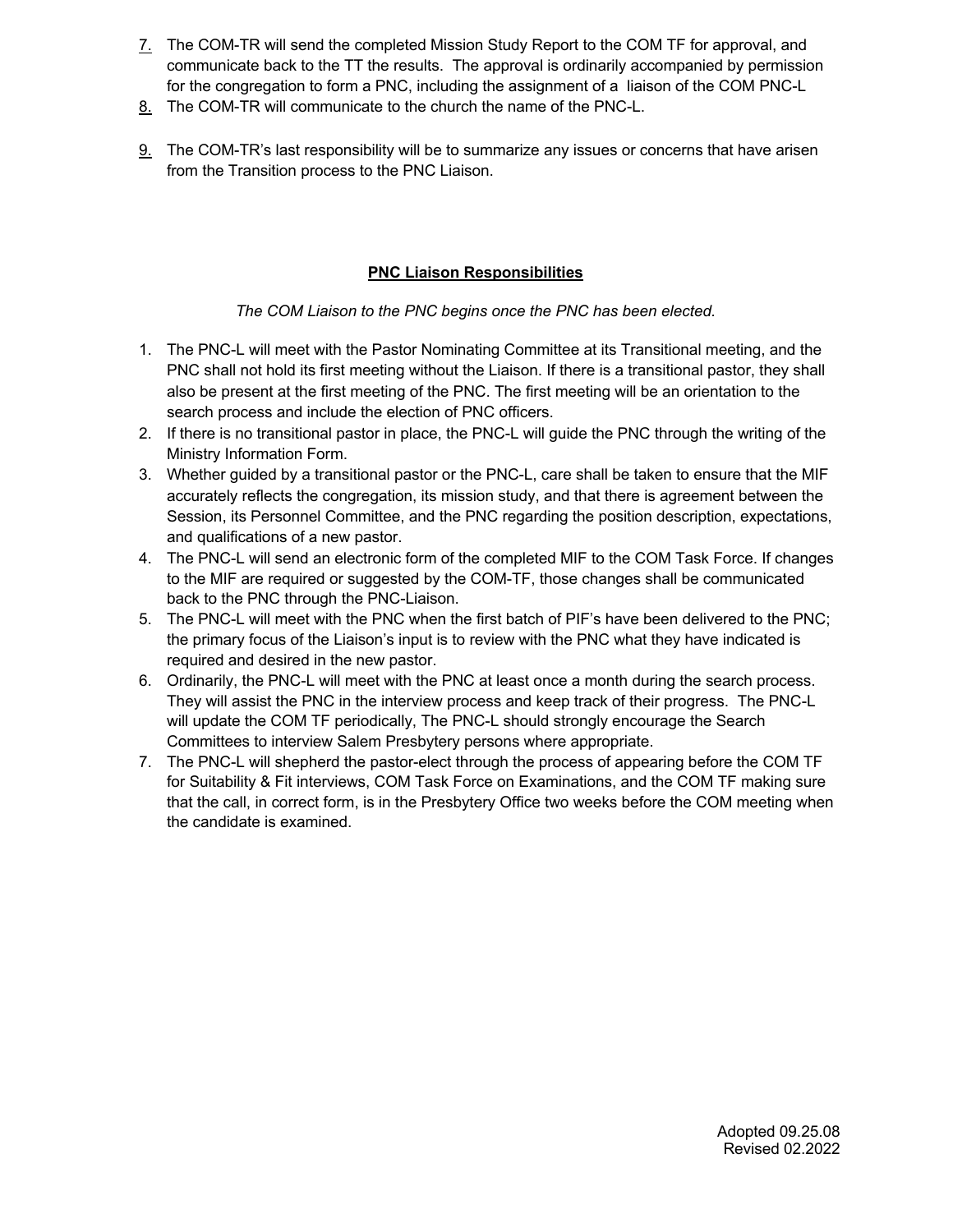7. The COM-TR will send the completed Mission Study Report to the COM TF for approval, and communicate back to the TT the results. The approval is ordinarily accompanied by permission for the congregation to form a PNC, including the assignment of a liaison of the COM PNC-L
8. The COM-TR will communicate to the church the name of the PNC-L.
9. The COM-TR's last responsibility will be to summarize any issues or concerns that have arisen from the Transition process to the PNC Liaison.

## PNC Liaison Responsibilities

*The COM Liaison to the PNC begins once the PNC has been elected.*

1. The PNC-L will meet with the Pastor Nominating Committee at its Transitional meeting, and the PNC shall not hold its first meeting without the Liaison. If there is a transitional pastor, they shall also be present at the first meeting of the PNC. The first meeting will be an orientation to the search process and include the election of PNC officers.
2. If there is no transitional pastor in place, the PNC-L will guide the PNC through the writing of the Ministry Information Form.
3. Whether guided by a transitional pastor or the PNC-L, care shall be taken to ensure that the MIF accurately reflects the congregation, its mission study, and that there is agreement between the Session, its Personnel Committee, and the PNC regarding the position description, expectations, and qualifications of a new pastor.
4. The PNC-L will send an electronic form of the completed MIF to the COM Task Force. If changes to the MIF are required or suggested by the COM-TF, those changes shall be communicated back to the PNC through the PNC-Liaison.
5. The PNC-L will meet with the PNC when the first batch of PIF's have been delivered to the PNC; the primary focus of the Liaison's input is to review with the PNC what they have indicated is required and desired in the new pastor.
6. Ordinarily, the PNC-L will meet with the PNC at least once a month during the search process. They will assist the PNC in the interview process and keep track of their progress. The PNC-L will update the COM TF periodically, The PNC-L should strongly encourage the Search Committees to interview Salem Presbytery persons where appropriate.
7. The PNC-L will shepherd the pastor-elect through the process of appearing before the COM TF for Suitability & Fit interviews, COM Task Force on Examinations, and the COM TF making sure that the call, in correct form, is in the Presbytery Office two weeks before the COM meeting when the candidate is examined.

Adopted 09.25.08
Revised 02.2022